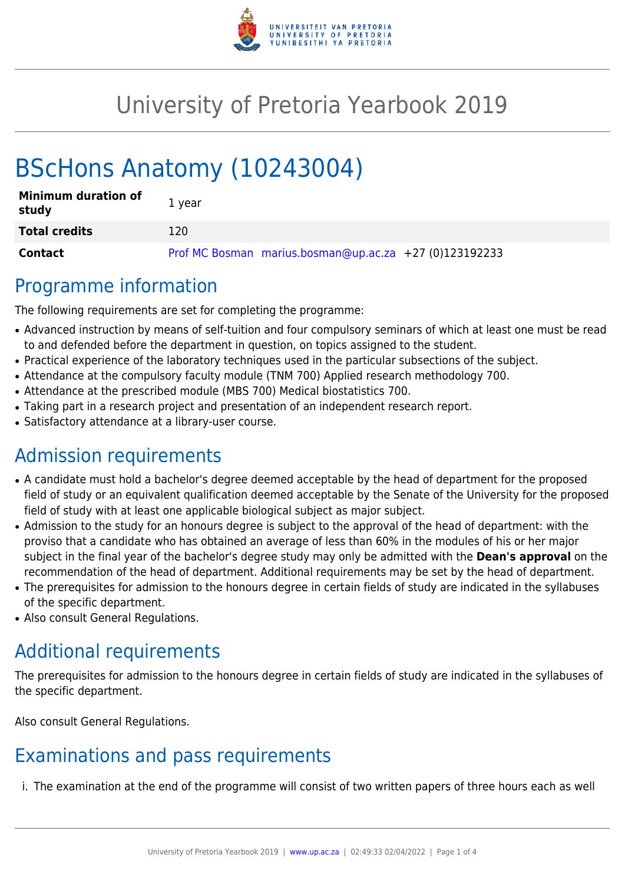# University of Pretoria Yearbook 2019

# BScHons Anatomy (10243004)

| | |
|---|---|
| **Minimum duration of study** | 1 year |
| **Total credits** | 120 |
| **Contact** | Prof MC Bosman marius.bosman@up.ac.za +27 (0)123192233 |

## Programme information

The following requirements are set for completing the programme:

- Advanced instruction by means of self-tuition and four compulsory seminars of which at least one must be read to and defended before the department in question, on topics assigned to the student.
- Practical experience of the laboratory techniques used in the particular subsections of the subject.
- Attendance at the compulsory faculty module (TNM 700) Applied research methodology 700.
- Attendance at the prescribed module (MBS 700) Medical biostatistics 700.
- Taking part in a research project and presentation of an independent research report.
- Satisfactory attendance at a library-user course.

## Admission requirements

- A candidate must hold a bachelor's degree deemed acceptable by the head of department for the proposed field of study or an equivalent qualification deemed acceptable by the Senate of the University for the proposed field of study with at least one applicable biological subject as major subject.
- Admission to the study for an honours degree is subject to the approval of the head of department: with the proviso that a candidate who has obtained an average of less than 60% in the modules of his or her major subject in the final year of the bachelor's degree study may only be admitted with the **Dean's approval** on the recommendation of the head of department. Additional requirements may be set by the head of department.
- The prerequisites for admission to the honours degree in certain fields of study are indicated in the syllabuses of the specific department.
- Also consult General Regulations.

## Additional requirements

The prerequisites for admission to the honours degree in certain fields of study are indicated in the syllabuses of the specific department.

Also consult General Regulations.

## Examinations and pass requirements

i. The examination at the end of the programme will consist of two written papers of three hours each as well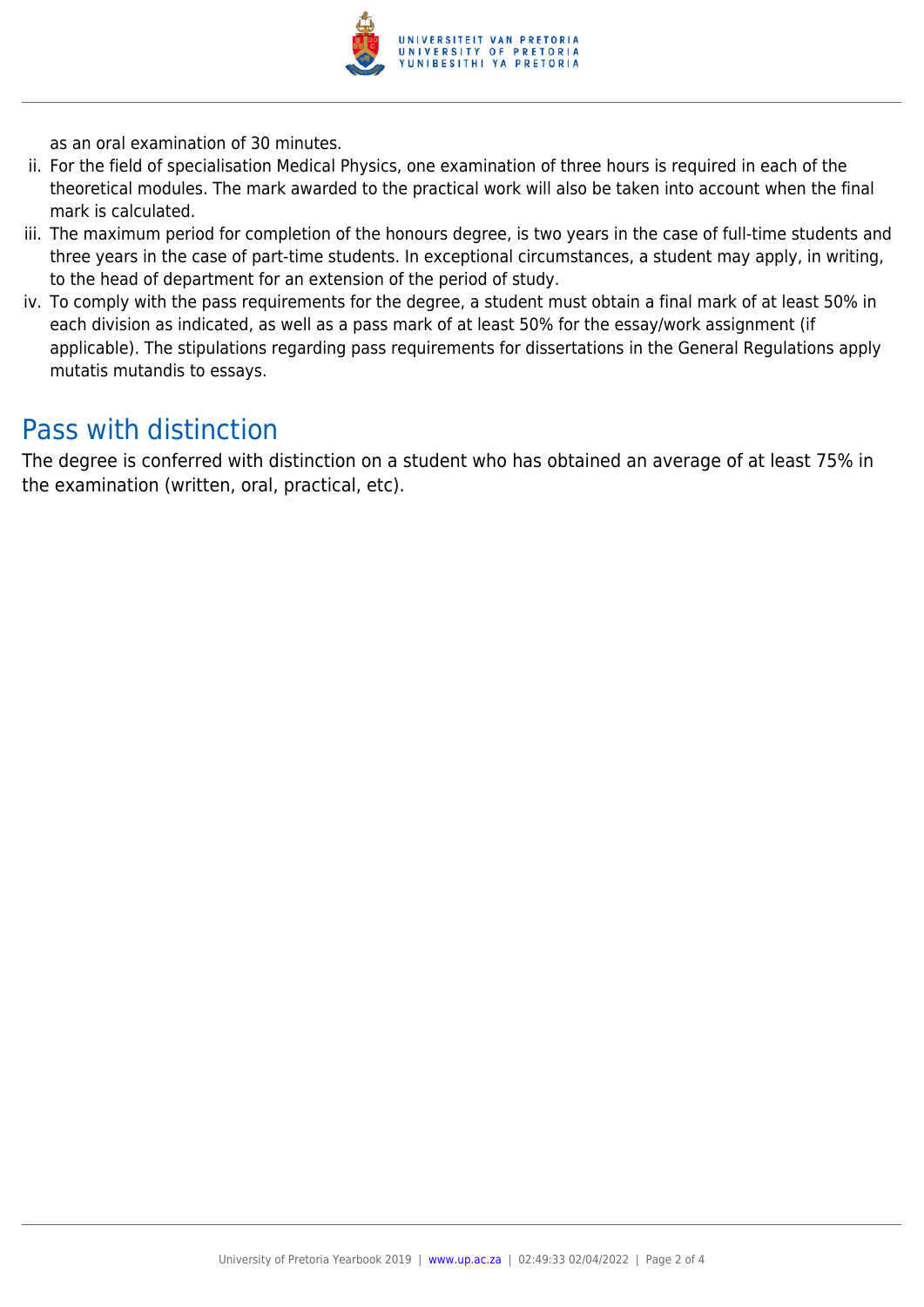as an oral examination of 30 minutes.

ii. For the field of specialisation Medical Physics, one examination of three hours is required in each of the theoretical modules. The mark awarded to the practical work will also be taken into account when the final mark is calculated.
iii. The maximum period for completion of the honours degree, is two years in the case of full-time students and three years in the case of part-time students. In exceptional circumstances, a student may apply, in writing, to the head of department for an extension of the period of study.
iv. To comply with the pass requirements for the degree, a student must obtain a final mark of at least 50% in each division as indicated, as well as a pass mark of at least 50% for the essay/work assignment (if applicable). The stipulations regarding pass requirements for dissertations in the General Regulations apply mutatis mutandis to essays.

## Pass with distinction

The degree is conferred with distinction on a student who has obtained an average of at least 75% in the examination (written, oral, practical, etc).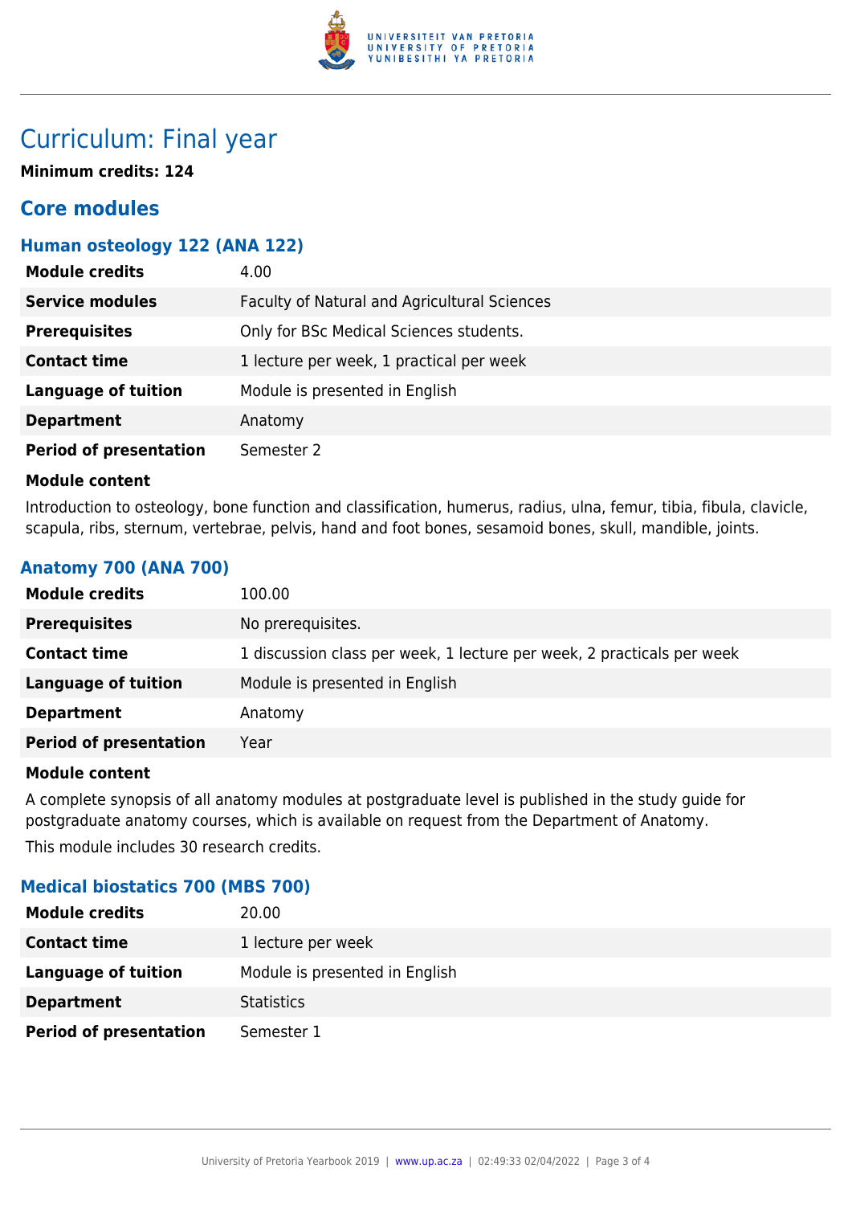# Curriculum: Final year

**Minimum credits: 124**

## Core modules

### Human osteology 122 (ANA 122)

| | |
|---|---|
| **Module credits** | 4.00 |
| **Service modules** | Faculty of Natural and Agricultural Sciences |
| **Prerequisites** | Only for BSc Medical Sciences students. |
| **Contact time** | 1 lecture per week, 1 practical per week |
| **Language of tuition** | Module is presented in English |
| **Department** | Anatomy |
| **Period of presentation** | Semester 2 |

**Module content**

Introduction to osteology, bone function and classification, humerus, radius, ulna, femur, tibia, fibula, clavicle, scapula, ribs, sternum, vertebrae, pelvis, hand and foot bones, sesamoid bones, skull, mandible, joints.

### Anatomy 700 (ANA 700)

| | |
|---|---|
| **Module credits** | 100.00 |
| **Prerequisites** | No prerequisites. |
| **Contact time** | 1 discussion class per week, 1 lecture per week, 2 practicals per week |
| **Language of tuition** | Module is presented in English |
| **Department** | Anatomy |
| **Period of presentation** | Year |

**Module content**

A complete synopsis of all anatomy modules at postgraduate level is published in the study guide for postgraduate anatomy courses, which is available on request from the Department of Anatomy.

This module includes 30 research credits.

### Medical biostatics 700 (MBS 700)

| | |
|---|---|
| **Module credits** | 20.00 |
| **Contact time** | 1 lecture per week |
| **Language of tuition** | Module is presented in English |
| **Department** | Statistics |
| **Period of presentation** | Semester 1 |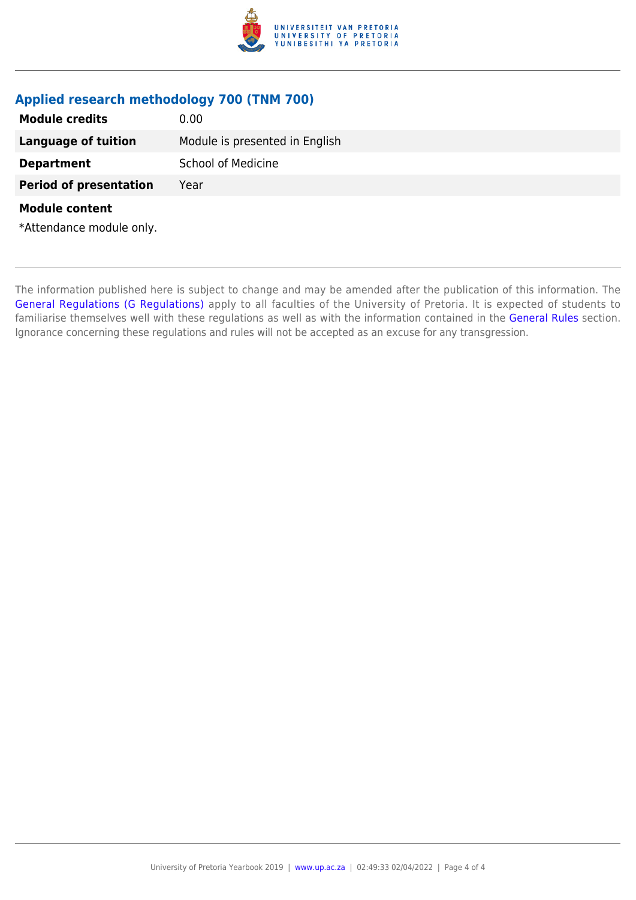## Applied research methodology 700 (TNM 700)

| | |
|---|---|
| **Module credits** | 0.00 |
| **Language of tuition** | Module is presented in English |
| **Department** | School of Medicine |
| **Period of presentation** | Year |

**Module content**

*Attendance module only.

The information published here is subject to change and may be amended after the publication of this information. The General Regulations (G Regulations) apply to all faculties of the University of Pretoria. It is expected of students to familiarise themselves well with these regulations as well as with the information contained in the General Rules section. Ignorance concerning these regulations and rules will not be accepted as an excuse for any transgression.